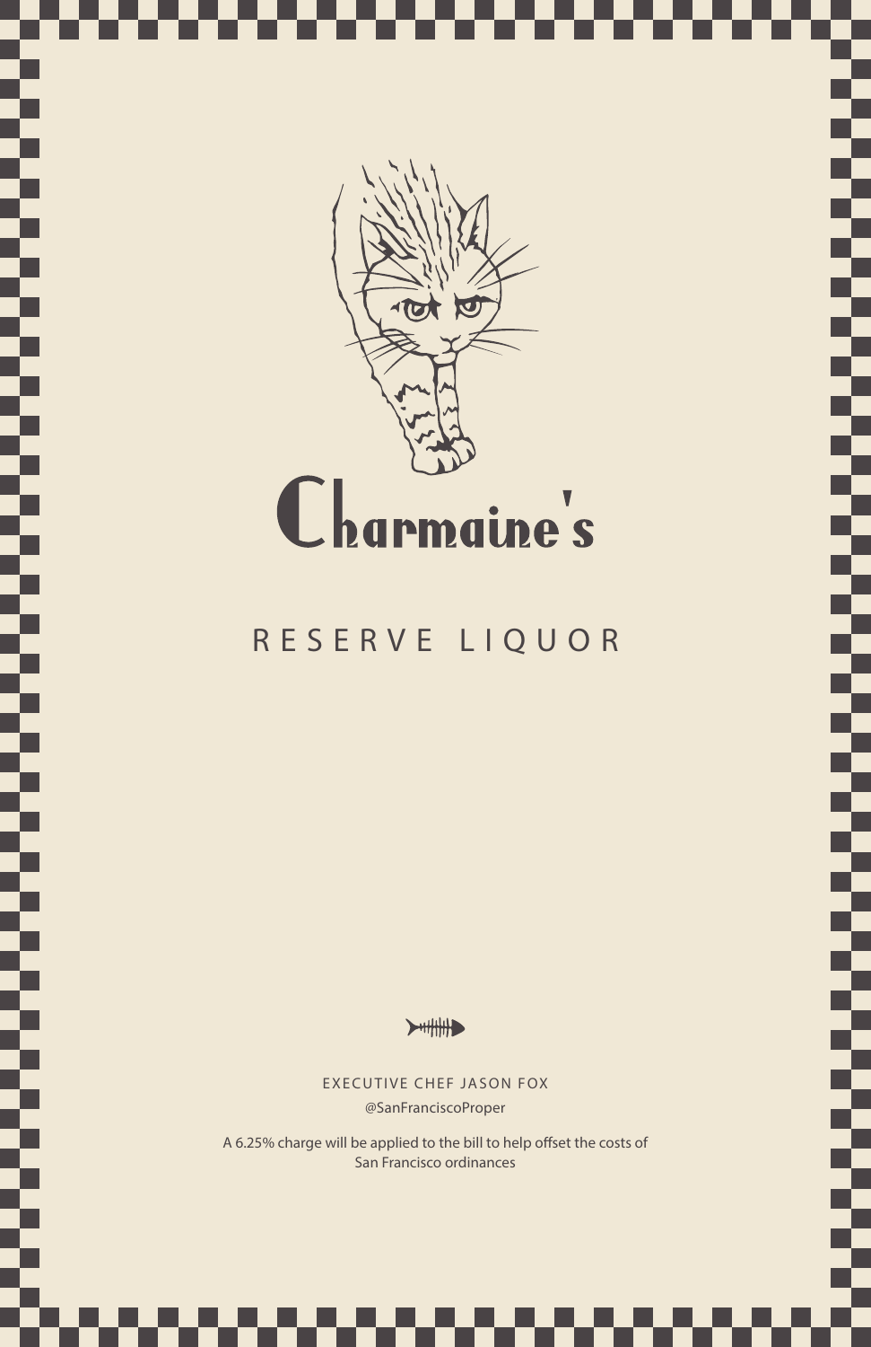# Charmaine's

## RESERVE LIQUOR

EXECUTIVE CHEF JASON FOX

@SanFranciscoProper

A 6.25% charge will be applied to the bill to help offset the costs of San Francisco ordinances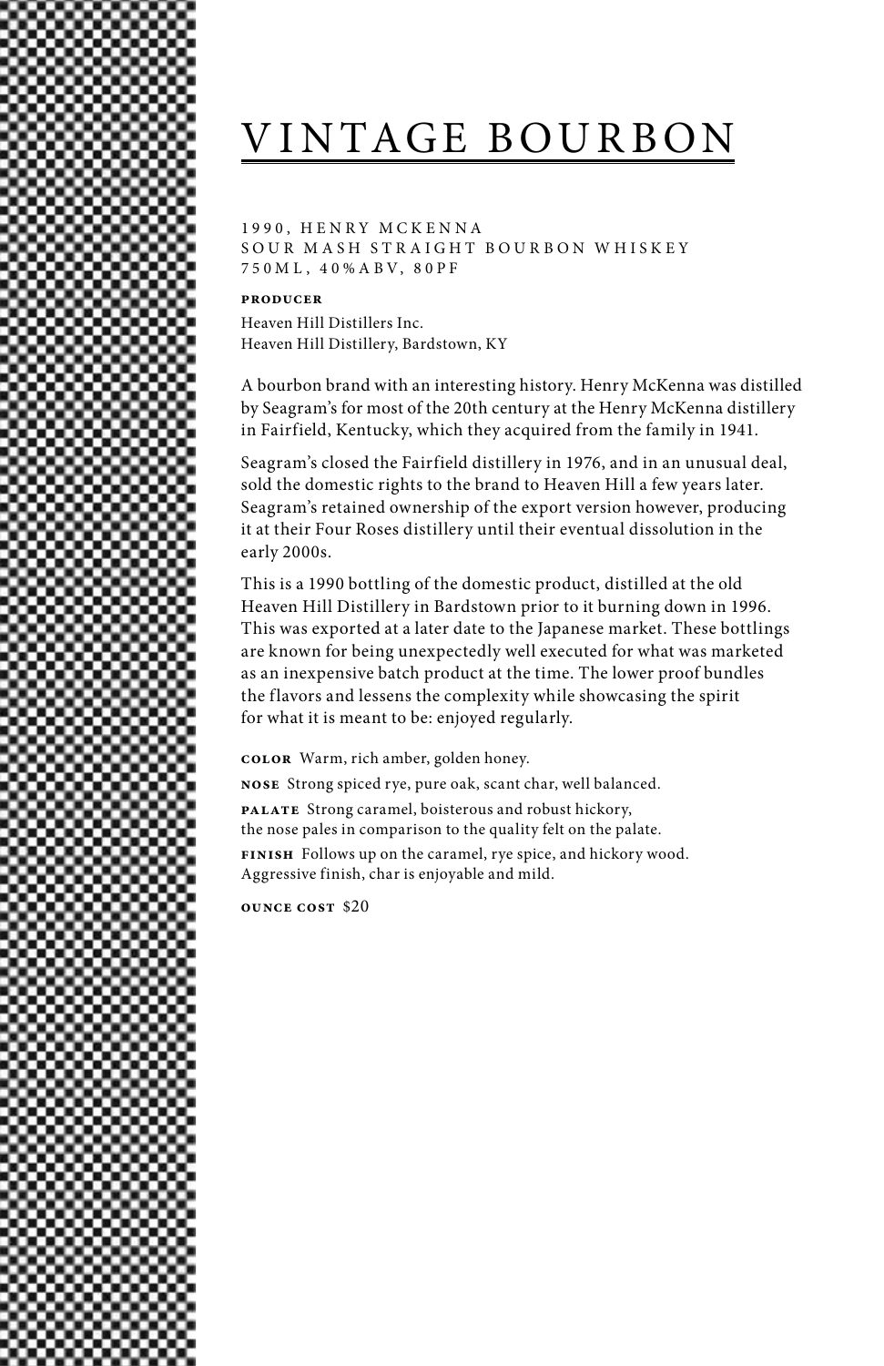# VINTAGE BOURBON

1990, HENRY MCKENNA
SOUR MASH STRAIGHT BOURBON WHISKEY
750ML, 40%ABV, 80PF

**PRODUCER**

Heaven Hill Distillers Inc.
Heaven Hill Distillery, Bardstown, KY

A bourbon brand with an interesting history. Henry McKenna was distilled by Seagram's for most of the 20th century at the Henry McKenna distillery in Fairfield, Kentucky, which they acquired from the family in 1941.

Seagram's closed the Fairfield distillery in 1976, and in an unusual deal, sold the domestic rights to the brand to Heaven Hill a few years later. Seagram's retained ownership of the export version however, producing it at their Four Roses distillery until their eventual dissolution in the early 2000s.

This is a 1990 bottling of the domestic product, distilled at the old Heaven Hill Distillery in Bardstown prior to it burning down in 1996. This was exported at a later date to the Japanese market. These bottlings are known for being unexpectedly well executed for what was marketed as an inexpensive batch product at the time. The lower proof bundles the flavors and lessens the complexity while showcasing the spirit for what it is meant to be: enjoyed regularly.

**COLOR** Warm, rich amber, golden honey.

**NOSE** Strong spiced rye, pure oak, scant char, well balanced.

**PALATE** Strong caramel, boisterous and robust hickory, the nose pales in comparison to the quality felt on the palate.

**FINISH** Follows up on the caramel, rye spice, and hickory wood. Aggressive finish, char is enjoyable and mild.

**OUNCE COST** $20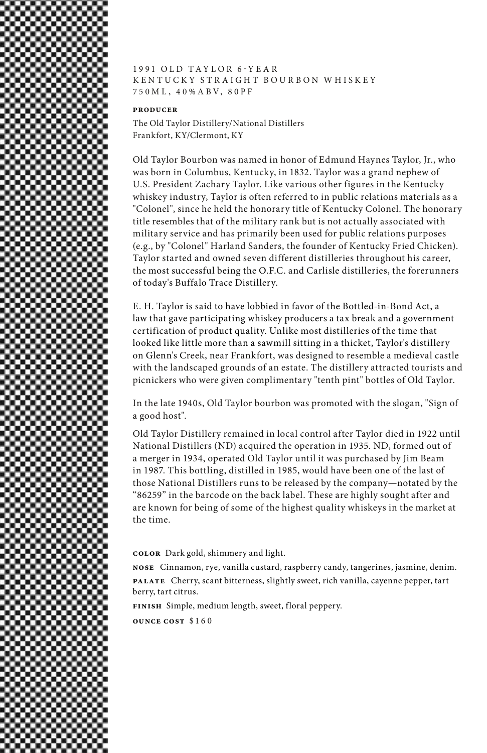# 1991 OLD TAYLOR 6-YEAR
## KENTUCKY STRAIGHT BOURBON WHISKEY
750ML, 40%ABV, 80PF

**PRODUCER**

The Old Taylor Distillery/National Distillers
Frankfort, KY/Clermont, KY

Old Taylor Bourbon was named in honor of Edmund Haynes Taylor, Jr., who was born in Columbus, Kentucky, in 1832. Taylor was a grand nephew of U.S. President Zachary Taylor. Like various other figures in the Kentucky whiskey industry, Taylor is often referred to in public relations materials as a "Colonel", since he held the honorary title of Kentucky Colonel. The honorary title resembles that of the military rank but is not actually associated with military service and has primarily been used for public relations purposes (e.g., by "Colonel" Harland Sanders, the founder of Kentucky Fried Chicken). Taylor started and owned seven different distilleries throughout his career, the most successful being the O.F.C. and Carlisle distilleries, the forerunners of today's Buffalo Trace Distillery.

E. H. Taylor is said to have lobbied in favor of the Bottled-in-Bond Act, a law that gave participating whiskey producers a tax break and a government certification of product quality. Unlike most distilleries of the time that looked like little more than a sawmill sitting in a thicket, Taylor's distillery on Glenn's Creek, near Frankfort, was designed to resemble a medieval castle with the landscaped grounds of an estate. The distillery attracted tourists and picnickers who were given complimentary "tenth pint" bottles of Old Taylor.

In the late 1940s, Old Taylor bourbon was promoted with the slogan, "Sign of a good host".

Old Taylor Distillery remained in local control after Taylor died in 1922 until National Distillers (ND) acquired the operation in 1935. ND, formed out of a merger in 1934, operated Old Taylor until it was purchased by Jim Beam in 1987. This bottling, distilled in 1985, would have been one of the last of those National Distillers runs to be released by the company—notated by the "86259" in the barcode on the back label. These are highly sought after and are known for being of some of the highest quality whiskeys in the market at the time.

**COLOR** Dark gold, shimmery and light.

**NOSE** Cinnamon, rye, vanilla custard, raspberry candy, tangerines, jasmine, denim.

**PALATE** Cherry, scant bitterness, slightly sweet, rich vanilla, cayenne pepper, tart berry, tart citrus.

**FINISH** Simple, medium length, sweet, floral peppery.

**OUNCE COST** $160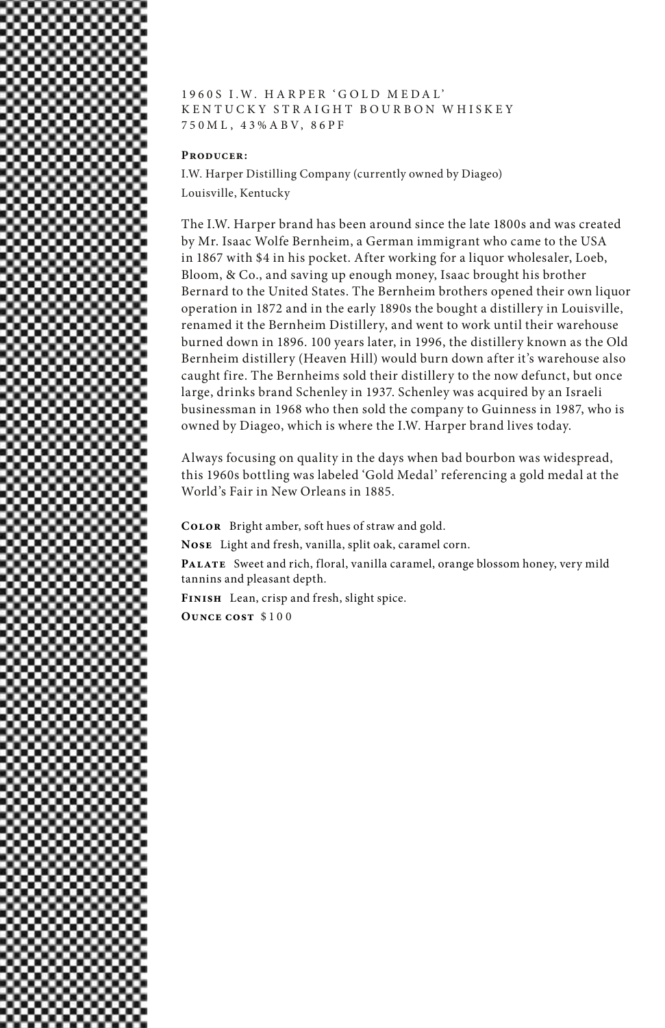# 1960S I.W. HARPER 'GOLD MEDAL'
# KENTUCKY STRAIGHT BOURBON WHISKEY
# 750ML, 43%ABV, 86PF

**Producer:**

I.W. Harper Distilling Company (currently owned by Diageo)
Louisville, Kentucky

The I.W. Harper brand has been around since the late 1800s and was created by Mr. Isaac Wolfe Bernheim, a German immigrant who came to the USA in 1867 with $4 in his pocket. After working for a liquor wholesaler, Loeb, Bloom, & Co., and saving up enough money, Isaac brought his brother Bernard to the United States. The Bernheim brothers opened their own liquor operation in 1872 and in the early 1890s the bought a distillery in Louisville, renamed it the Bernheim Distillery, and went to work until their warehouse burned down in 1896. 100 years later, in 1996, the distillery known as the Old Bernheim distillery (Heaven Hill) would burn down after it's warehouse also caught fire. The Bernheims sold their distillery to the now defunct, but once large, drinks brand Schenley in 1937. Schenley was acquired by an Israeli businessman in 1968 who then sold the company to Guinness in 1987, who is owned by Diageo, which is where the I.W. Harper brand lives today.

Always focusing on quality in the days when bad bourbon was widespread, this 1960s bottling was labeled 'Gold Medal' referencing a gold medal at the World's Fair in New Orleans in 1885.

**Color** Bright amber, soft hues of straw and gold.

**Nose** Light and fresh, vanilla, split oak, caramel corn.

**Palate** Sweet and rich, floral, vanilla caramel, orange blossom honey, very mild tannins and pleasant depth.

**Finish** Lean, crisp and fresh, slight spice.

**Ounce cost** $100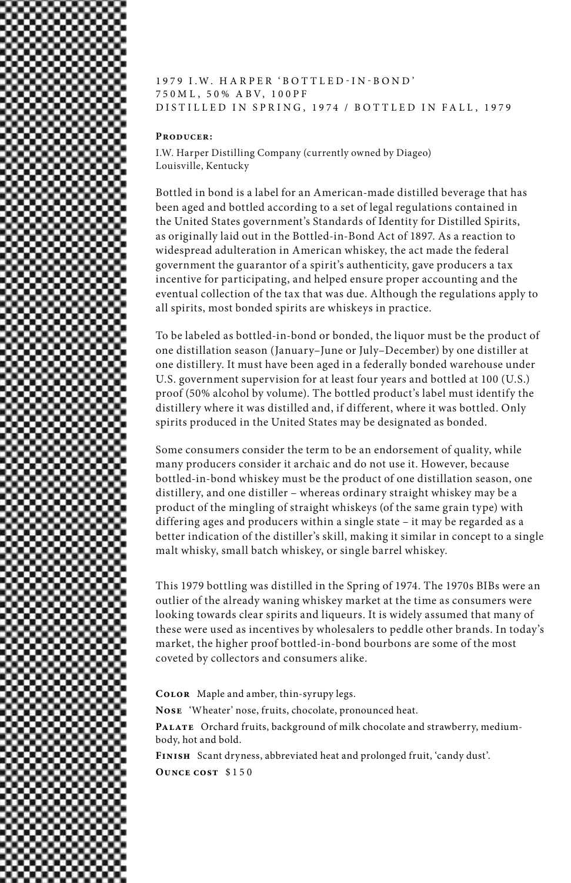# 1979 I.W. HARPER 'BOTTLED-IN-BOND'
750ML, 50% ABV, 100PF
DISTILLED IN SPRING, 1974 / BOTTLED IN FALL, 1979

**Producer:**

I.W. Harper Distilling Company (currently owned by Diageo)
Louisville, Kentucky

Bottled in bond is a label for an American-made distilled beverage that has been aged and bottled according to a set of legal regulations contained in the United States government's Standards of Identity for Distilled Spirits, as originally laid out in the Bottled-in-Bond Act of 1897. As a reaction to widespread adulteration in American whiskey, the act made the federal government the guarantor of a spirit's authenticity, gave producers a tax incentive for participating, and helped ensure proper accounting and the eventual collection of the tax that was due. Although the regulations apply to all spirits, most bonded spirits are whiskeys in practice.

To be labeled as bottled-in-bond or bonded, the liquor must be the product of one distillation season (January–June or July–December) by one distiller at one distillery. It must have been aged in a federally bonded warehouse under U.S. government supervision for at least four years and bottled at 100 (U.S.) proof (50% alcohol by volume). The bottled product's label must identify the distillery where it was distilled and, if different, where it was bottled. Only spirits produced in the United States may be designated as bonded.

Some consumers consider the term to be an endorsement of quality, while many producers consider it archaic and do not use it. However, because bottled-in-bond whiskey must be the product of one distillation season, one distillery, and one distiller – whereas ordinary straight whiskey may be a product of the mingling of straight whiskeys (of the same grain type) with differing ages and producers within a single state – it may be regarded as a better indication of the distiller's skill, making it similar in concept to a single malt whisky, small batch whiskey, or single barrel whiskey.

This 1979 bottling was distilled in the Spring of 1974. The 1970s BIBs were an outlier of the already waning whiskey market at the time as consumers were looking towards clear spirits and liqueurs. It is widely assumed that many of these were used as incentives by wholesalers to peddle other brands. In today's market, the higher proof bottled-in-bond bourbons are some of the most coveted by collectors and consumers alike.

**Color** Maple and amber, thin-syrupy legs.

**Nose** 'Wheater' nose, fruits, chocolate, pronounced heat.

**Palate** Orchard fruits, background of milk chocolate and strawberry, medium-body, hot and bold.

**Finish** Scant dryness, abbreviated heat and prolonged fruit, 'candy dust'.

**Ounce cost** $150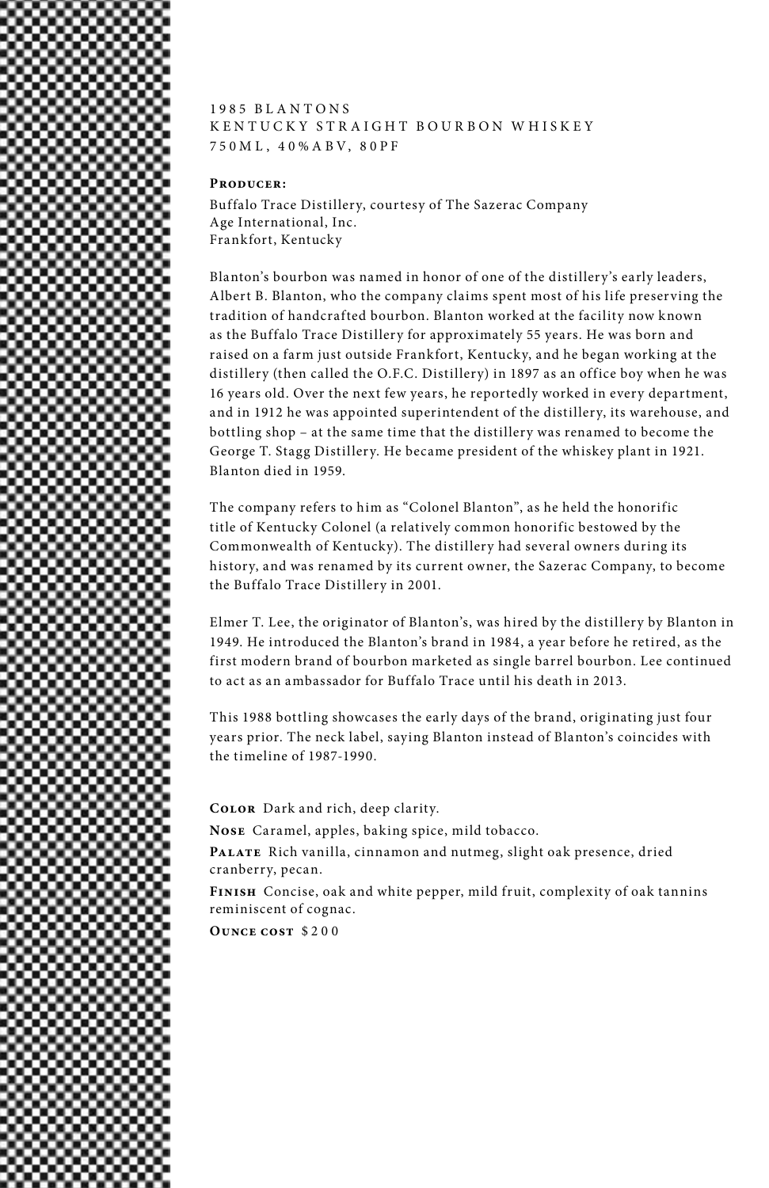1985 BLANTONS
KENTUCKY STRAIGHT BOURBON WHISKEY
750ML, 40%ABV, 80PF

**Producer:**

Buffalo Trace Distillery, courtesy of The Sazerac Company
Age International, Inc.
Frankfort, Kentucky

Blanton's bourbon was named in honor of one of the distillery's early leaders, Albert B. Blanton, who the company claims spent most of his life preserving the tradition of handcrafted bourbon. Blanton worked at the facility now known as the Buffalo Trace Distillery for approximately 55 years. He was born and raised on a farm just outside Frankfort, Kentucky, and he began working at the distillery (then called the O.F.C. Distillery) in 1897 as an office boy when he was 16 years old. Over the next few years, he reportedly worked in every department, and in 1912 he was appointed superintendent of the distillery, its warehouse, and bottling shop – at the same time that the distillery was renamed to become the George T. Stagg Distillery. He became president of the whiskey plant in 1921. Blanton died in 1959.

The company refers to him as "Colonel Blanton", as he held the honorific title of Kentucky Colonel (a relatively common honorific bestowed by the Commonwealth of Kentucky). The distillery had several owners during its history, and was renamed by its current owner, the Sazerac Company, to become the Buffalo Trace Distillery in 2001.

Elmer T. Lee, the originator of Blanton's, was hired by the distillery by Blanton in 1949. He introduced the Blanton's brand in 1984, a year before he retired, as the first modern brand of bourbon marketed as single barrel bourbon. Lee continued to act as an ambassador for Buffalo Trace until his death in 2013.

This 1988 bottling showcases the early days of the brand, originating just four years prior. The neck label, saying Blanton instead of Blanton's coincides with the timeline of 1987-1990.

**Color** Dark and rich, deep clarity.

**Nose** Caramel, apples, baking spice, mild tobacco.

**Palate** Rich vanilla, cinnamon and nutmeg, slight oak presence, dried cranberry, pecan.

**Finish** Concise, oak and white pepper, mild fruit, complexity of oak tannins reminiscent of cognac.

**Ounce cost** $200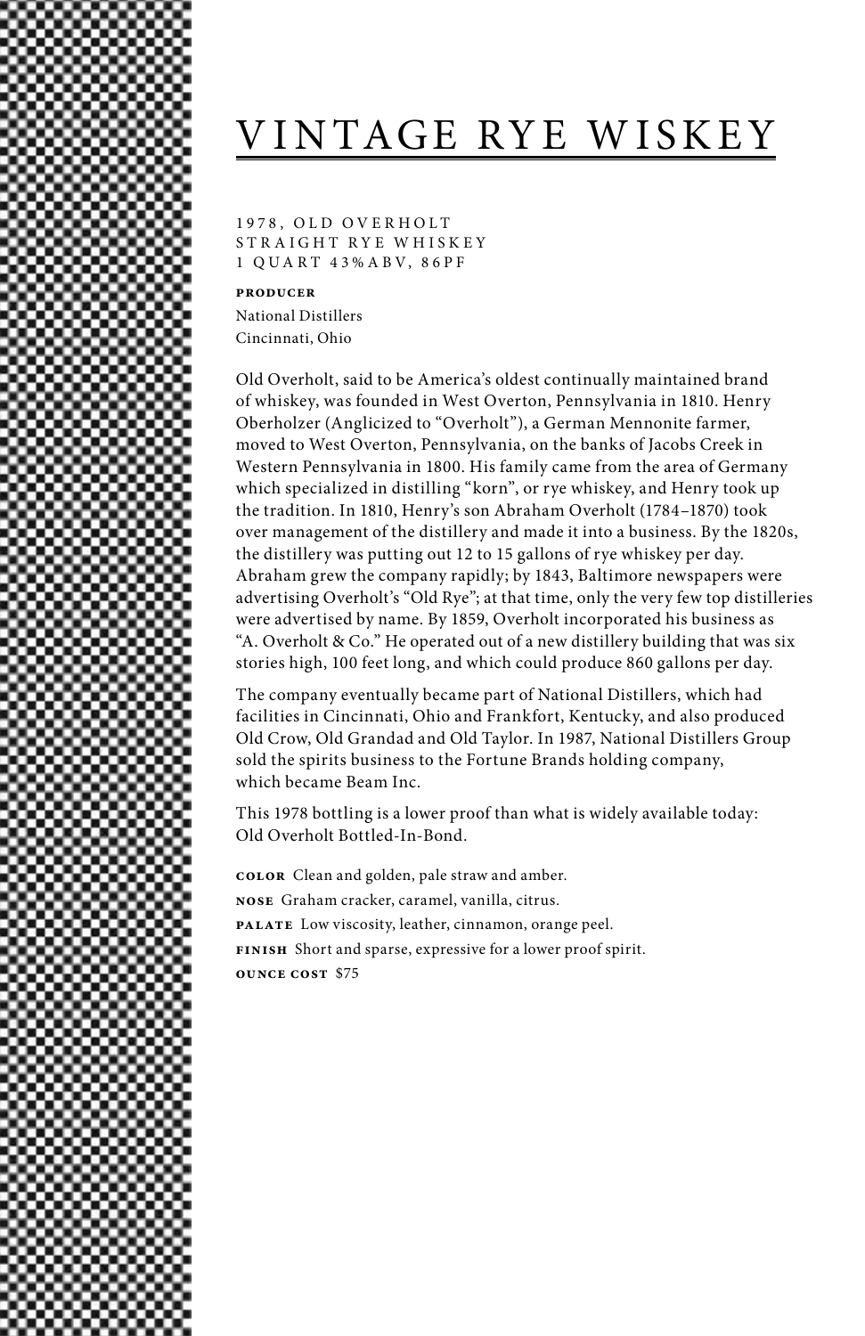# VINTAGE RYE WISKEY

1978, OLD OVERHOLT
STRAIGHT RYE WHISKEY
1 QUART 43%ABV, 86PF

**PRODUCER**
National Distillers
Cincinnati, Ohio

Old Overholt, said to be America's oldest continually maintained brand of whiskey, was founded in West Overton, Pennsylvania in 1810. Henry Oberholzer (Anglicized to "Overholt"), a German Mennonite farmer, moved to West Overton, Pennsylvania, on the banks of Jacobs Creek in Western Pennsylvania in 1800. His family came from the area of Germany which specialized in distilling "korn", or rye whiskey, and Henry took up the tradition. In 1810, Henry's son Abraham Overholt (1784–1870) took over management of the distillery and made it into a business. By the 1820s, the distillery was putting out 12 to 15 gallons of rye whiskey per day. Abraham grew the company rapidly; by 1843, Baltimore newspapers were advertising Overholt's "Old Rye"; at that time, only the very few top distilleries were advertised by name. By 1859, Overholt incorporated his business as "A. Overholt & Co." He operated out of a new distillery building that was six stories high, 100 feet long, and which could produce 860 gallons per day.

The company eventually became part of National Distillers, which had facilities in Cincinnati, Ohio and Frankfort, Kentucky, and also produced Old Crow, Old Grandad and Old Taylor. In 1987, National Distillers Group sold the spirits business to the Fortune Brands holding company, which became Beam Inc.

This 1978 bottling is a lower proof than what is widely available today: Old Overholt Bottled-In-Bond.

**COLOR** Clean and golden, pale straw and amber.
**NOSE** Graham cracker, caramel, vanilla, citrus.
**PALATE** Low viscosity, leather, cinnamon, orange peel.
**FINISH** Short and sparse, expressive for a lower proof spirit.
**OUNCE COST** $75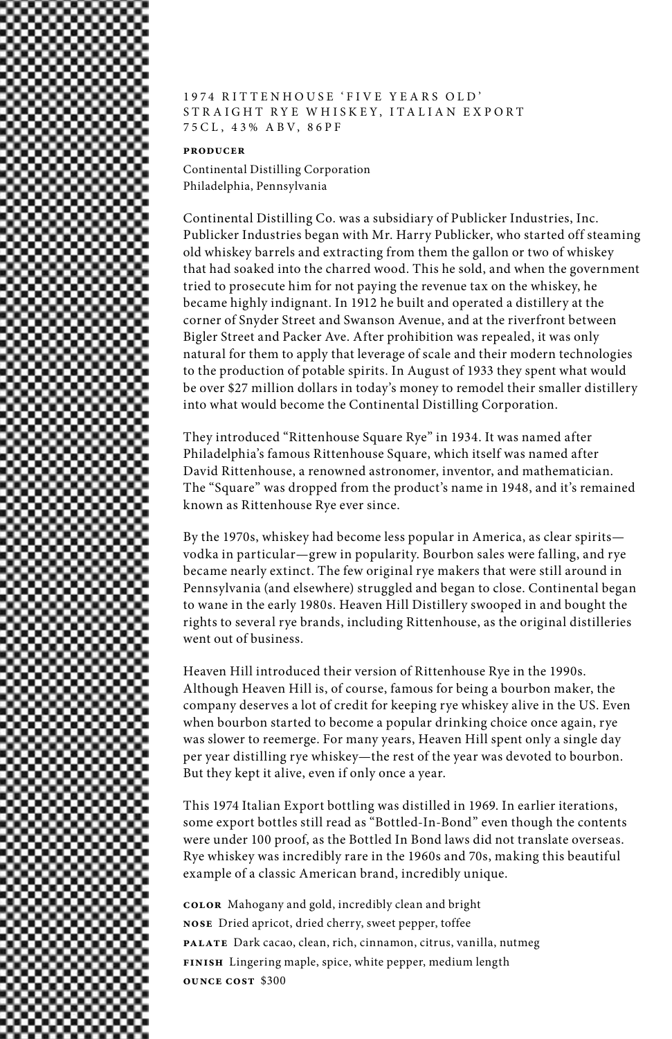# 1974 RITTENHOUSE 'FIVE YEARS OLD' STRAIGHT RYE WHISKEY, ITALIAN EXPORT
## 75CL, 43% ABV, 86PF

**PRODUCER**

Continental Distilling Corporation
Philadelphia, Pennsylvania

Continental Distilling Co. was a subsidiary of Publicker Industries, Inc. Publicker Industries began with Mr. Harry Publicker, who started off steaming old whiskey barrels and extracting from them the gallon or two of whiskey that had soaked into the charred wood. This he sold, and when the government tried to prosecute him for not paying the revenue tax on the whiskey, he became highly indignant. In 1912 he built and operated a distillery at the corner of Snyder Street and Swanson Avenue, and at the riverfront between Bigler Street and Packer Ave. After prohibition was repealed, it was only natural for them to apply that leverage of scale and their modern technologies to the production of potable spirits. In August of 1933 they spent what would be over $27 million dollars in today's money to remodel their smaller distillery into what would become the Continental Distilling Corporation.

They introduced "Rittenhouse Square Rye" in 1934. It was named after Philadelphia's famous Rittenhouse Square, which itself was named after David Rittenhouse, a renowned astronomer, inventor, and mathematician. The "Square" was dropped from the product's name in 1948, and it's remained known as Rittenhouse Rye ever since.

By the 1970s, whiskey had become less popular in America, as clear spirits—vodka in particular—grew in popularity. Bourbon sales were falling, and rye became nearly extinct. The few original rye makers that were still around in Pennsylvania (and elsewhere) struggled and began to close. Continental began to wane in the early 1980s. Heaven Hill Distillery swooped in and bought the rights to several rye brands, including Rittenhouse, as the original distilleries went out of business.

Heaven Hill introduced their version of Rittenhouse Rye in the 1990s. Although Heaven Hill is, of course, famous for being a bourbon maker, the company deserves a lot of credit for keeping rye whiskey alive in the US. Even when bourbon started to become a popular drinking choice once again, rye was slower to reemerge. For many years, Heaven Hill spent only a single day per year distilling rye whiskey—the rest of the year was devoted to bourbon. But they kept it alive, even if only once a year.

This 1974 Italian Export bottling was distilled in 1969. In earlier iterations, some export bottles still read as "Bottled-In-Bond" even though the contents were under 100 proof, as the Bottled In Bond laws did not translate overseas. Rye whiskey was incredibly rare in the 1960s and 70s, making this beautiful example of a classic American brand, incredibly unique.

**COLOR** Mahogany and gold, incredibly clean and bright
**NOSE** Dried apricot, dried cherry, sweet pepper, toffee
**PALATE** Dark cacao, clean, rich, cinnamon, citrus, vanilla, nutmeg
**FINISH** Lingering maple, spice, white pepper, medium length
**OUNCE COST** $300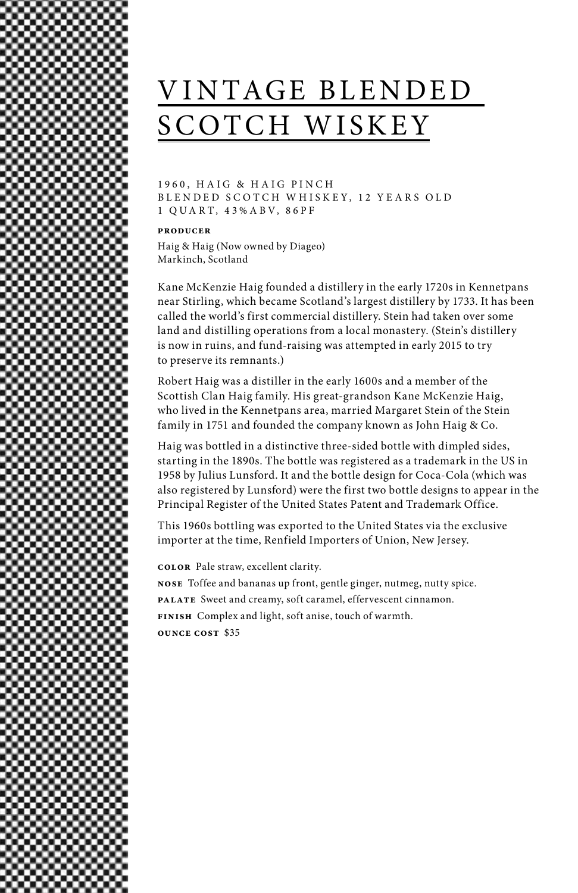# VINTAGE BLENDED SCOTCH WISKEY

1960, HAIG & HAIG PINCH
BLENDED SCOTCH WHISKEY, 12 YEARS OLD
1 QUART, 43%ABV, 86PF

**PRODUCER**

Haig & Haig (Now owned by Diageo)
Markinch, Scotland

Kane McKenzie Haig founded a distillery in the early 1720s in Kennetpans near Stirling, which became Scotland's largest distillery by 1733. It has been called the world's first commercial distillery. Stein had taken over some land and distilling operations from a local monastery. (Stein's distillery is now in ruins, and fund-raising was attempted in early 2015 to try to preserve its remnants.)

Robert Haig was a distiller in the early 1600s and a member of the Scottish Clan Haig family. His great-grandson Kane McKenzie Haig, who lived in the Kennetpans area, married Margaret Stein of the Stein family in 1751 and founded the company known as John Haig & Co.

Haig was bottled in a distinctive three-sided bottle with dimpled sides, starting in the 1890s. The bottle was registered as a trademark in the US in 1958 by Julius Lunsford. It and the bottle design for Coca-Cola (which was also registered by Lunsford) were the first two bottle designs to appear in the Principal Register of the United States Patent and Trademark Office.

This 1960s bottling was exported to the United States via the exclusive importer at the time, Renfield Importers of Union, New Jersey.

**COLOR** Pale straw, excellent clarity.

**NOSE** Toffee and bananas up front, gentle ginger, nutmeg, nutty spice.

**PALATE** Sweet and creamy, soft caramel, effervescent cinnamon.

**FINISH** Complex and light, soft anise, touch of warmth.

**OUNCE COST** $35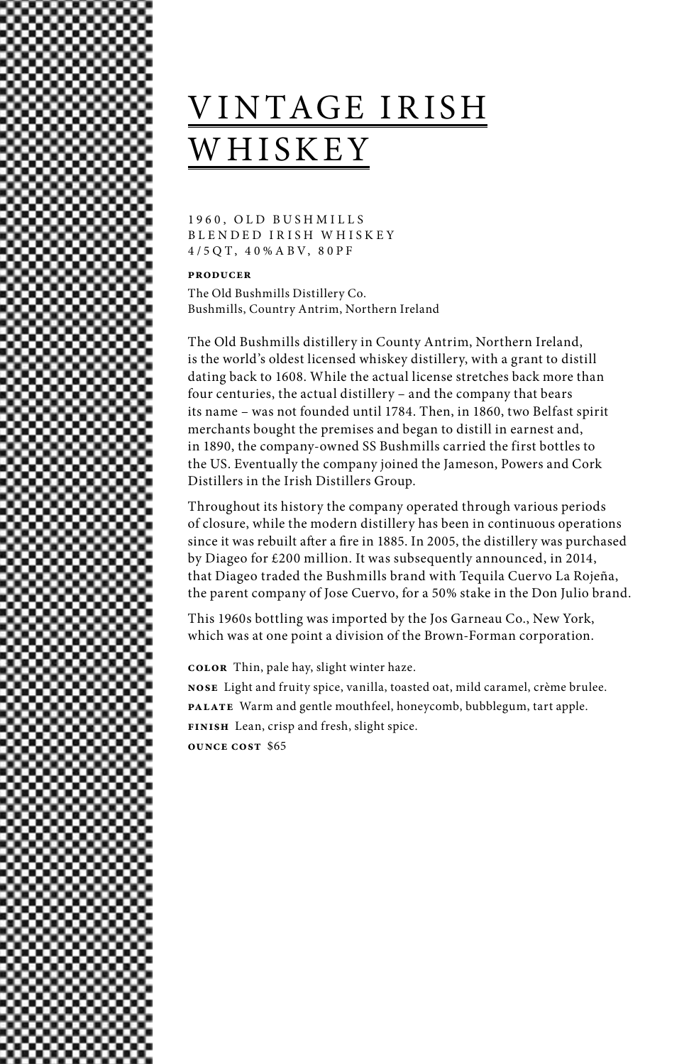# VINTAGE IRISH WHISKEY

1960, OLD BUSHMILLS
BLENDED IRISH WHISKEY
4/5QT, 40%ABV, 80PF

**PRODUCER**

The Old Bushmills Distillery Co.
Bushmills, Country Antrim, Northern Ireland

The Old Bushmills distillery in County Antrim, Northern Ireland, is the world's oldest licensed whiskey distillery, with a grant to distill dating back to 1608. While the actual license stretches back more than four centuries, the actual distillery – and the company that bears its name – was not founded until 1784. Then, in 1860, two Belfast spirit merchants bought the premises and began to distill in earnest and, in 1890, the company-owned SS Bushmills carried the first bottles to the US. Eventually the company joined the Jameson, Powers and Cork Distillers in the Irish Distillers Group.

Throughout its history the company operated through various periods of closure, while the modern distillery has been in continuous operations since it was rebuilt after a fire in 1885. In 2005, the distillery was purchased by Diageo for £200 million. It was subsequently announced, in 2014, that Diageo traded the Bushmills brand with Tequila Cuervo La Rojeña, the parent company of Jose Cuervo, for a 50% stake in the Don Julio brand.

This 1960s bottling was imported by the Jos Garneau Co., New York, which was at one point a division of the Brown-Forman corporation.

**COLOR** Thin, pale hay, slight winter haze.

**NOSE** Light and fruity spice, vanilla, toasted oat, mild caramel, crème brulee.

**PALATE** Warm and gentle mouthfeel, honeycomb, bubblegum, tart apple.

**FINISH** Lean, crisp and fresh, slight spice.

**OUNCE COST** $65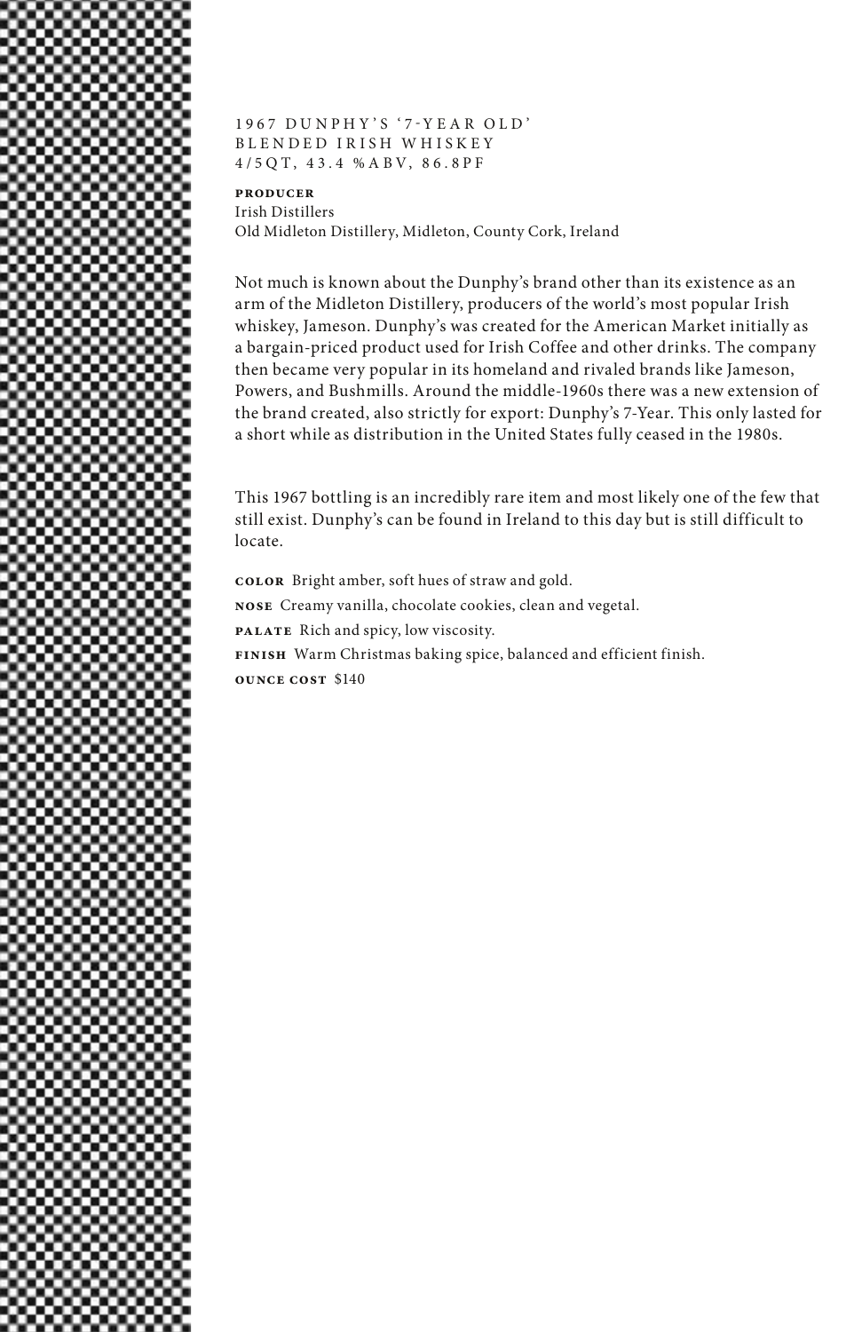# 1967 DUNPHY'S '7-YEAR OLD' BLENDED IRISH WHISKEY
4/5QT, 43.4 %ABV, 86.8PF

**PRODUCER**
Irish Distillers
Old Midleton Distillery, Midleton, County Cork, Ireland

Not much is known about the Dunphy's brand other than its existence as an arm of the Midleton Distillery, producers of the world's most popular Irish whiskey, Jameson. Dunphy's was created for the American Market initially as a bargain-priced product used for Irish Coffee and other drinks. The company then became very popular in its homeland and rivaled brands like Jameson, Powers, and Bushmills. Around the middle-1960s there was a new extension of the brand created, also strictly for export: Dunphy's 7-Year. This only lasted for a short while as distribution in the United States fully ceased in the 1980s.

This 1967 bottling is an incredibly rare item and most likely one of the few that still exist. Dunphy's can be found in Ireland to this day but is still difficult to locate.

**COLOR** Bright amber, soft hues of straw and gold.

**NOSE** Creamy vanilla, chocolate cookies, clean and vegetal.

**PALATE** Rich and spicy, low viscosity.

**FINISH** Warm Christmas baking spice, balanced and efficient finish.

**OUNCE COST** $140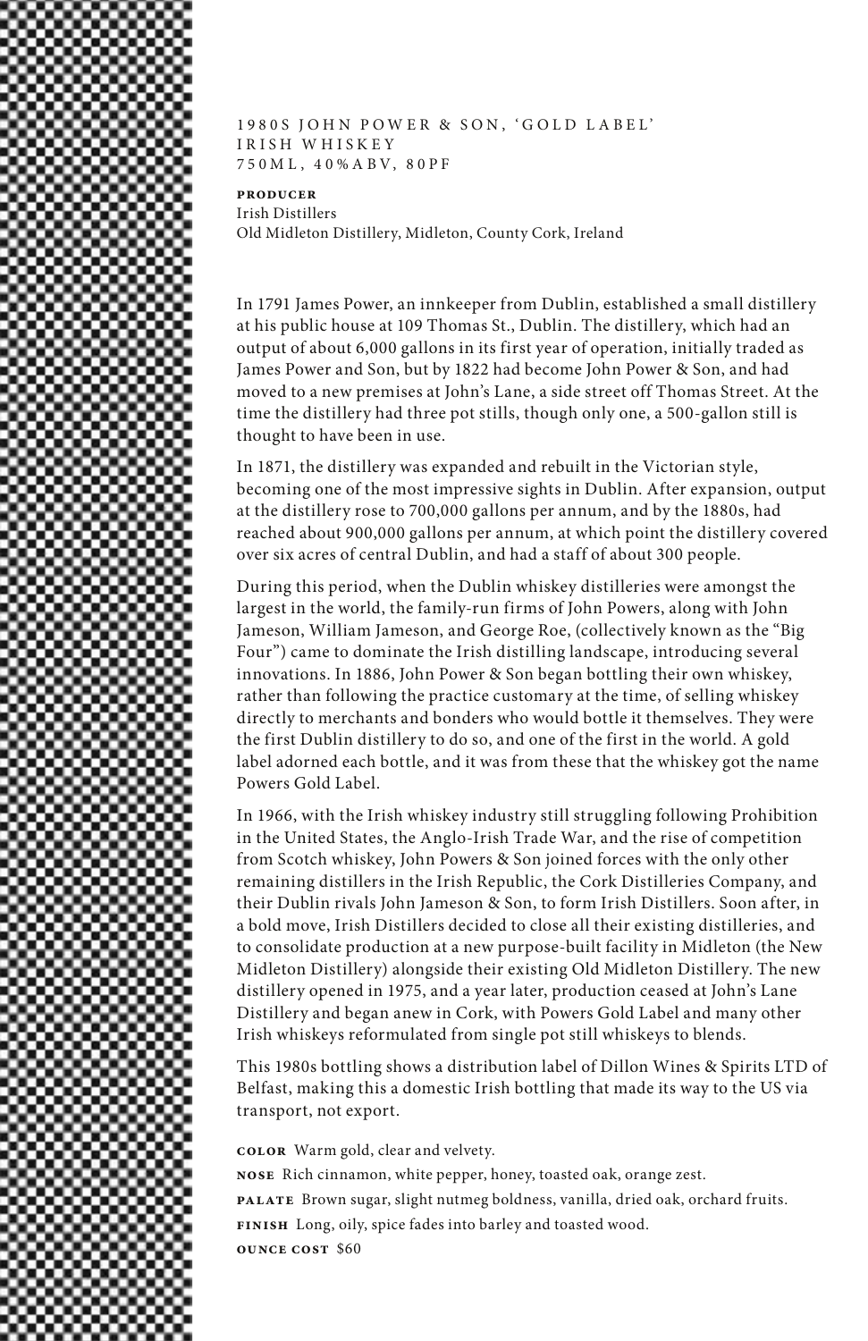## 1980S JOHN POWER & SON, 'GOLD LABEL' IRISH WHISKEY
750ML, 40%ABV, 80PF

**PRODUCER**
Irish Distillers
Old Midleton Distillery, Midleton, County Cork, Ireland

In 1791 James Power, an innkeeper from Dublin, established a small distillery at his public house at 109 Thomas St., Dublin. The distillery, which had an output of about 6,000 gallons in its first year of operation, initially traded as James Power and Son, but by 1822 had become John Power & Son, and had moved to a new premises at John's Lane, a side street off Thomas Street. At the time the distillery had three pot stills, though only one, a 500-gallon still is thought to have been in use.

In 1871, the distillery was expanded and rebuilt in the Victorian style, becoming one of the most impressive sights in Dublin. After expansion, output at the distillery rose to 700,000 gallons per annum, and by the 1880s, had reached about 900,000 gallons per annum, at which point the distillery covered over six acres of central Dublin, and had a staff of about 300 people.

During this period, when the Dublin whiskey distilleries were amongst the largest in the world, the family-run firms of John Powers, along with John Jameson, William Jameson, and George Roe, (collectively known as the "Big Four") came to dominate the Irish distilling landscape, introducing several innovations. In 1886, John Power & Son began bottling their own whiskey, rather than following the practice customary at the time, of selling whiskey directly to merchants and bonders who would bottle it themselves. They were the first Dublin distillery to do so, and one of the first in the world. A gold label adorned each bottle, and it was from these that the whiskey got the name Powers Gold Label.

In 1966, with the Irish whiskey industry still struggling following Prohibition in the United States, the Anglo-Irish Trade War, and the rise of competition from Scotch whiskey, John Powers & Son joined forces with the only other remaining distillers in the Irish Republic, the Cork Distilleries Company, and their Dublin rivals John Jameson & Son, to form Irish Distillers. Soon after, in a bold move, Irish Distillers decided to close all their existing distilleries, and to consolidate production at a new purpose-built facility in Midleton (the New Midleton Distillery) alongside their existing Old Midleton Distillery. The new distillery opened in 1975, and a year later, production ceased at John's Lane Distillery and began anew in Cork, with Powers Gold Label and many other Irish whiskeys reformulated from single pot still whiskeys to blends.

This 1980s bottling shows a distribution label of Dillon Wines & Spirits LTD of Belfast, making this a domestic Irish bottling that made its way to the US via transport, not export.

**COLOR** Warm gold, clear and velvety.

**NOSE** Rich cinnamon, white pepper, honey, toasted oak, orange zest.

**PALATE** Brown sugar, slight nutmeg boldness, vanilla, dried oak, orchard fruits.

**FINISH** Long, oily, spice fades into barley and toasted wood.

**OUNCE COST** $60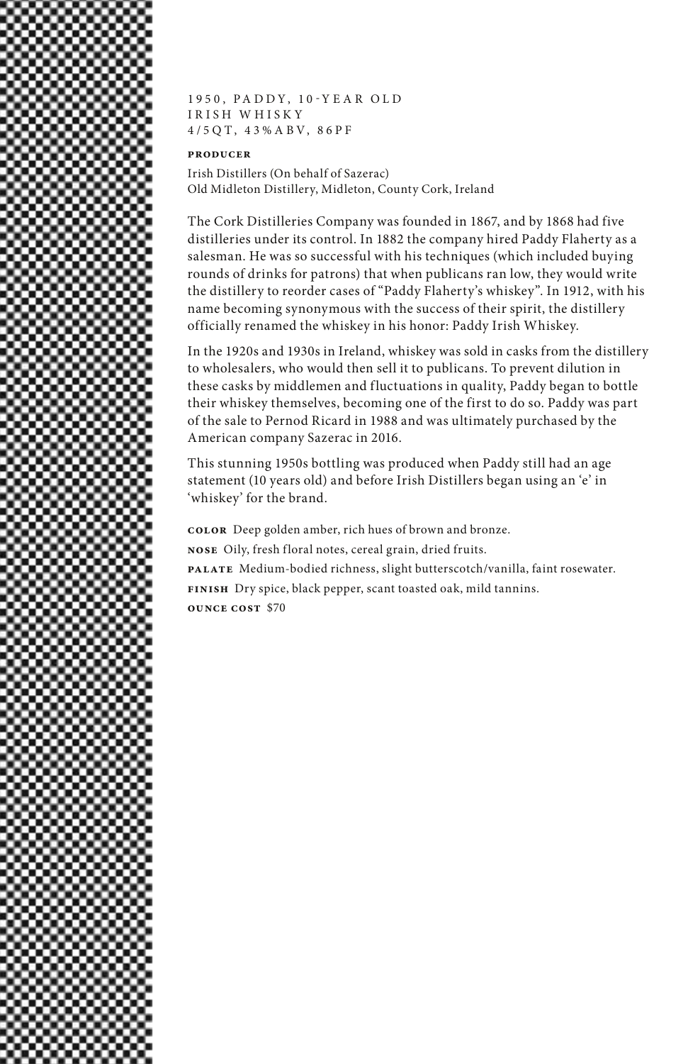1950, PADDY, 10-YEAR OLD
IRISH WHISKY
4/5QT, 43%ABV, 86PF

**PRODUCER**

Irish Distillers (On behalf of Sazerac)
Old Midleton Distillery, Midleton, County Cork, Ireland

The Cork Distilleries Company was founded in 1867, and by 1868 had five distilleries under its control. In 1882 the company hired Paddy Flaherty as a salesman. He was so successful with his techniques (which included buying rounds of drinks for patrons) that when publicans ran low, they would write the distillery to reorder cases of "Paddy Flaherty's whiskey". In 1912, with his name becoming synonymous with the success of their spirit, the distillery officially renamed the whiskey in his honor: Paddy Irish Whiskey.

In the 1920s and 1930s in Ireland, whiskey was sold in casks from the distillery to wholesalers, who would then sell it to publicans. To prevent dilution in these casks by middlemen and fluctuations in quality, Paddy began to bottle their whiskey themselves, becoming one of the first to do so. Paddy was part of the sale to Pernod Ricard in 1988 and was ultimately purchased by the American company Sazerac in 2016.

This stunning 1950s bottling was produced when Paddy still had an age statement (10 years old) and before Irish Distillers began using an 'e' in 'whiskey' for the brand.

**COLOR** Deep golden amber, rich hues of brown and bronze.

**NOSE** Oily, fresh floral notes, cereal grain, dried fruits.

**PALATE** Medium-bodied richness, slight butterscotch/vanilla, faint rosewater.

**FINISH** Dry spice, black pepper, scant toasted oak, mild tannins.

**OUNCE COST** $70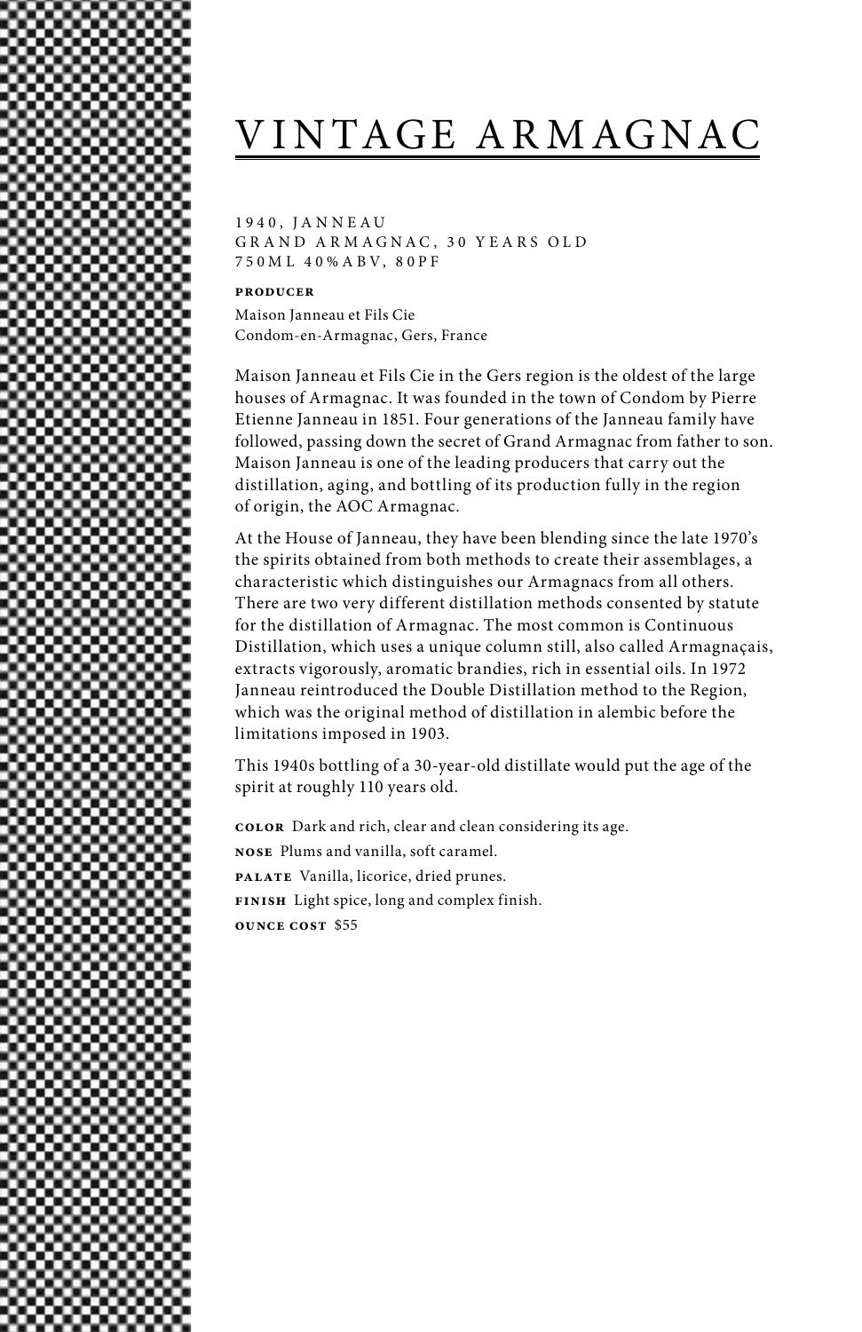# VINTAGE ARMAGNAC

1940, JANNEAU
GRAND ARMAGNAC, 30 YEARS OLD
750ML 40%ABV, 80PF

**PRODUCER**

Maison Janneau et Fils Cie
Condom-en-Armagnac, Gers, France

Maison Janneau et Fils Cie in the Gers region is the oldest of the large houses of Armagnac. It was founded in the town of Condom by Pierre Etienne Janneau in 1851. Four generations of the Janneau family have followed, passing down the secret of Grand Armagnac from father to son. Maison Janneau is one of the leading producers that carry out the distillation, aging, and bottling of its production fully in the region of origin, the AOC Armagnac.

At the House of Janneau, they have been blending since the late 1970's the spirits obtained from both methods to create their assemblages, a characteristic which distinguishes our Armagnacs from all others. There are two very different distillation methods consented by statute for the distillation of Armagnac. The most common is Continuous Distillation, which uses a unique column still, also called Armagnaçais, extracts vigorously, aromatic brandies, rich in essential oils. In 1972 Janneau reintroduced the Double Distillation method to the Region, which was the original method of distillation in alembic before the limitations imposed in 1903.

This 1940s bottling of a 30-year-old distillate would put the age of the spirit at roughly 110 years old.

**COLOR** Dark and rich, clear and clean considering its age.

**NOSE** Plums and vanilla, soft caramel.

**PALATE** Vanilla, licorice, dried prunes.

**FINISH** Light spice, long and complex finish.

**OUNCE COST** $55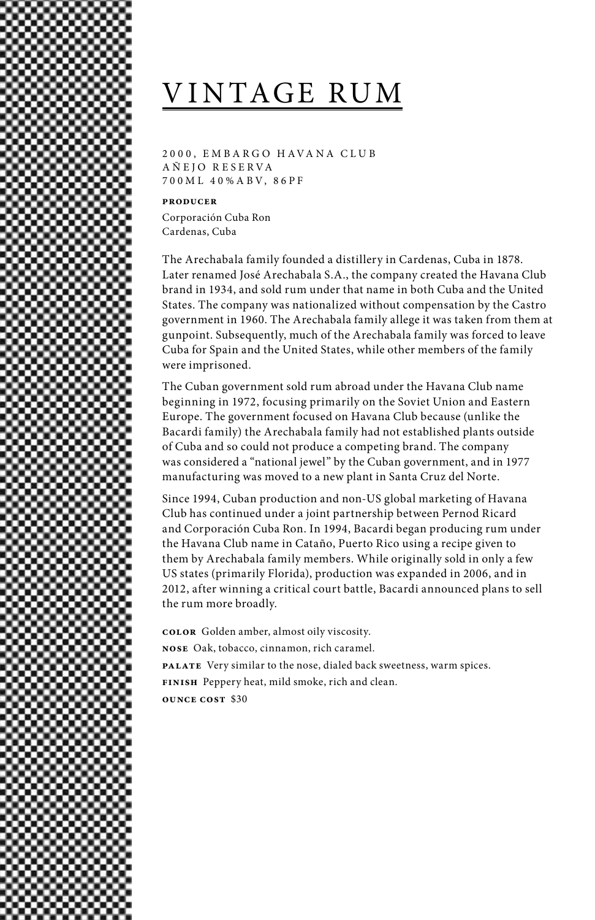# VINTAGE RUM

2000, EMBARGO HAVANA CLUB
AÑEJO RESERVA
700ML 40%ABV, 86PF

**PRODUCER**

Corporación Cuba Ron
Cardenas, Cuba

The Arechabala family founded a distillery in Cardenas, Cuba in 1878. Later renamed José Arechabala S.A., the company created the Havana Club brand in 1934, and sold rum under that name in both Cuba and the United States. The company was nationalized without compensation by the Castro government in 1960. The Arechabala family allege it was taken from them at gunpoint. Subsequently, much of the Arechabala family was forced to leave Cuba for Spain and the United States, while other members of the family were imprisoned.

The Cuban government sold rum abroad under the Havana Club name beginning in 1972, focusing primarily on the Soviet Union and Eastern Europe. The government focused on Havana Club because (unlike the Bacardi family) the Arechabala family had not established plants outside of Cuba and so could not produce a competing brand. The company was considered a "national jewel" by the Cuban government, and in 1977 manufacturing was moved to a new plant in Santa Cruz del Norte.

Since 1994, Cuban production and non-US global marketing of Havana Club has continued under a joint partnership between Pernod Ricard and Corporación Cuba Ron. In 1994, Bacardi began producing rum under the Havana Club name in Cataño, Puerto Rico using a recipe given to them by Arechabala family members. While originally sold in only a few US states (primarily Florida), production was expanded in 2006, and in 2012, after winning a critical court battle, Bacardi announced plans to sell the rum more broadly.

**COLOR** Golden amber, almost oily viscosity.

**NOSE** Oak, tobacco, cinnamon, rich caramel.

**PALATE** Very similar to the nose, dialed back sweetness, warm spices.

**FINISH** Peppery heat, mild smoke, rich and clean.

**OUNCE COST** $30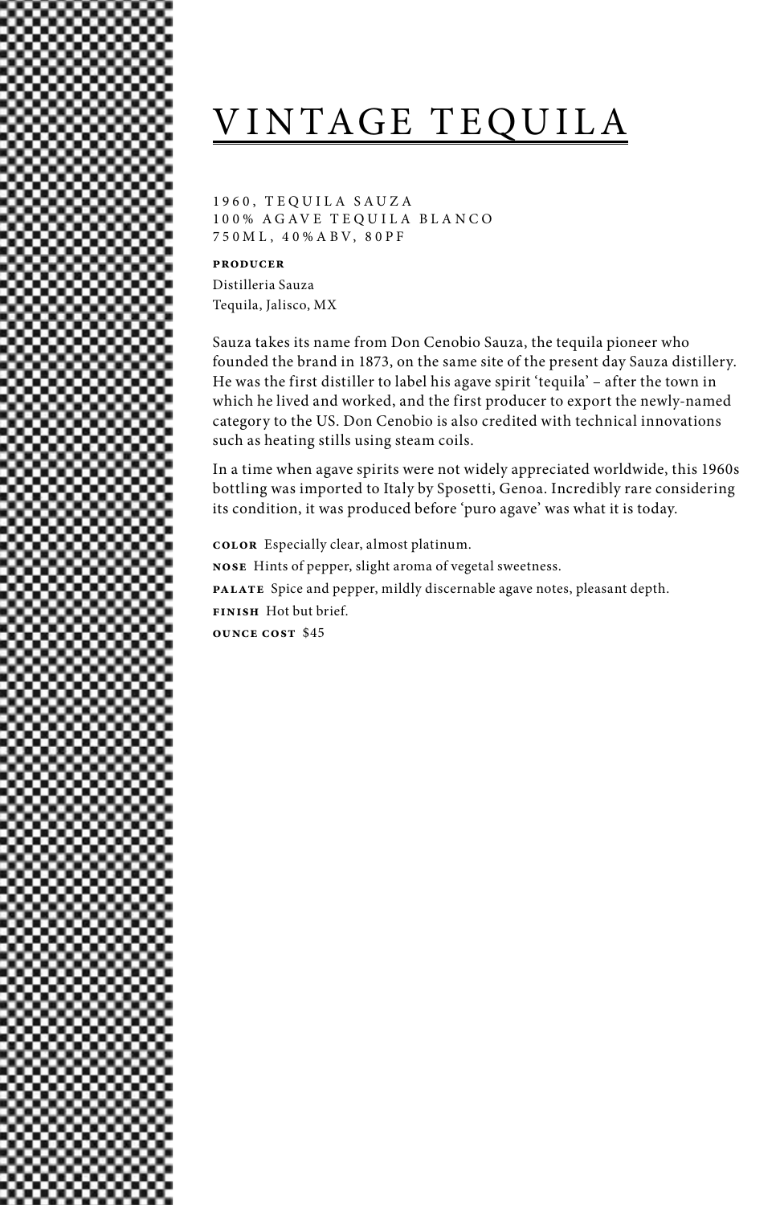# VINTAGE TEQUILA

1960, TEQUILA SAUZA
100% AGAVE TEQUILA BLANCO
750ML, 40%ABV, 80PF

**PRODUCER**
Distilleria Sauza
Tequila, Jalisco, MX

Sauza takes its name from Don Cenobio Sauza, the tequila pioneer who founded the brand in 1873, on the same site of the present day Sauza distillery. He was the first distiller to label his agave spirit 'tequila' – after the town in which he lived and worked, and the first producer to export the newly-named category to the US. Don Cenobio is also credited with technical innovations such as heating stills using steam coils.

In a time when agave spirits were not widely appreciated worldwide, this 1960s bottling was imported to Italy by Sposetti, Genoa. Incredibly rare considering its condition, it was produced before 'puro agave' was what it is today.

**COLOR** Especially clear, almost platinum.

**NOSE** Hints of pepper, slight aroma of vegetal sweetness.

**PALATE** Spice and pepper, mildly discernable agave notes, pleasant depth.

**FINISH** Hot but brief.

**OUNCE COST** $45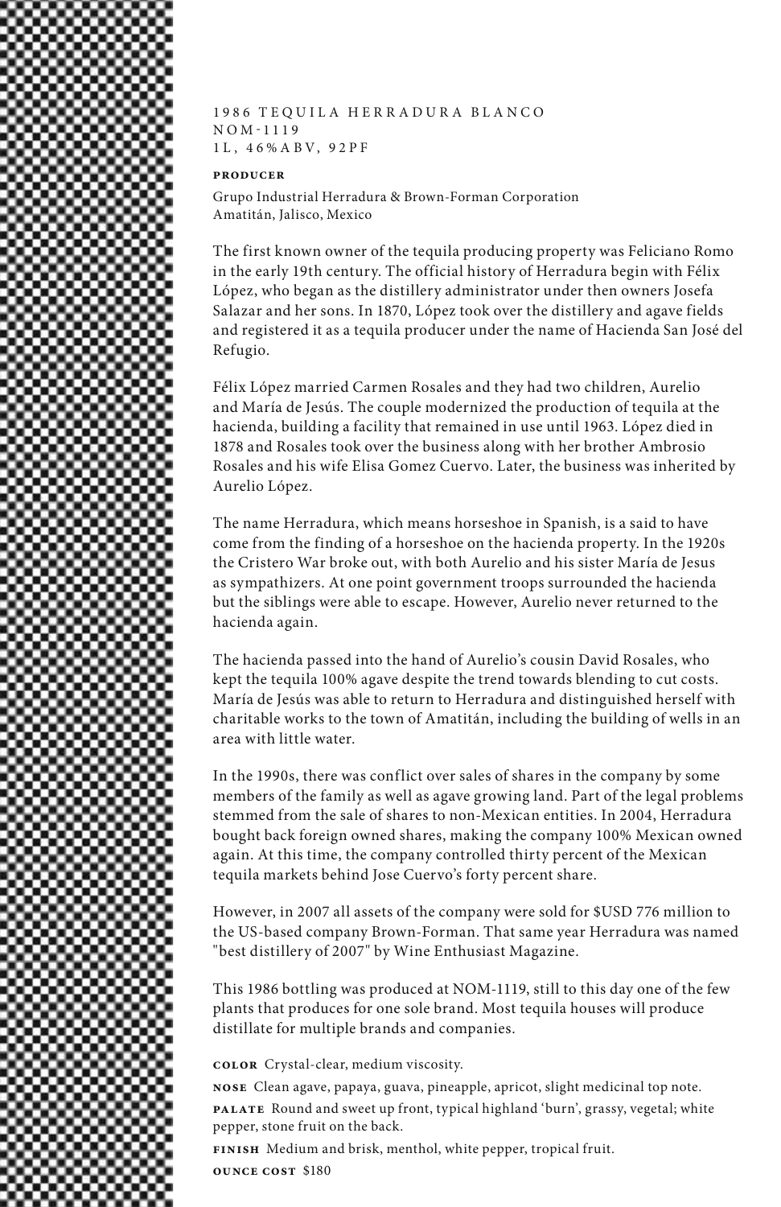# 1986 TEQUILA HERRADURA BLANCO
NOM-1119
1L, 46%ABV, 92PF

**PRODUCER**

Grupo Industrial Herradura & Brown-Forman Corporation
Amatitán, Jalisco, Mexico

The first known owner of the tequila producing property was Feliciano Romo in the early 19th century. The official history of Herradura begin with Félix López, who began as the distillery administrator under then owners Josefa Salazar and her sons. In 1870, López took over the distillery and agave fields and registered it as a tequila producer under the name of Hacienda San José del Refugio.

Félix López married Carmen Rosales and they had two children, Aurelio and María de Jesús. The couple modernized the production of tequila at the hacienda, building a facility that remained in use until 1963. López died in 1878 and Rosales took over the business along with her brother Ambrosio Rosales and his wife Elisa Gomez Cuervo. Later, the business was inherited by Aurelio López.

The name Herradura, which means horseshoe in Spanish, is a said to have come from the finding of a horseshoe on the hacienda property. In the 1920s the Cristero War broke out, with both Aurelio and his sister María de Jesus as sympathizers. At one point government troops surrounded the hacienda but the siblings were able to escape. However, Aurelio never returned to the hacienda again.

The hacienda passed into the hand of Aurelio's cousin David Rosales, who kept the tequila 100% agave despite the trend towards blending to cut costs. María de Jesús was able to return to Herradura and distinguished herself with charitable works to the town of Amatitán, including the building of wells in an area with little water.

In the 1990s, there was conflict over sales of shares in the company by some members of the family as well as agave growing land. Part of the legal problems stemmed from the sale of shares to non-Mexican entities. In 2004, Herradura bought back foreign owned shares, making the company 100% Mexican owned again. At this time, the company controlled thirty percent of the Mexican tequila markets behind Jose Cuervo's forty percent share.

However, in 2007 all assets of the company were sold for $USD 776 million to the US-based company Brown-Forman. That same year Herradura was named "best distillery of 2007" by Wine Enthusiast Magazine.

This 1986 bottling was produced at NOM-1119, still to this day one of the few plants that produces for one sole brand. Most tequila houses will produce distillate for multiple brands and companies.

**COLOR** Crystal-clear, medium viscosity.

**NOSE** Clean agave, papaya, guava, pineapple, apricot, slight medicinal top note.

**PALATE** Round and sweet up front, typical highland 'burn', grassy, vegetal; white pepper, stone fruit on the back.

**FINISH** Medium and brisk, menthol, white pepper, tropical fruit.

**OUNCE COST** $180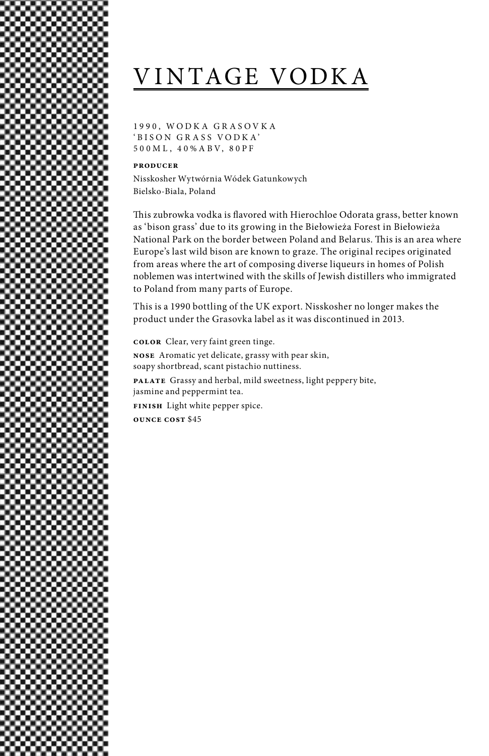# VINTAGE VODKA

1990, WODKA GRASOVKA
'BISON GRASS VODKA'
500ML, 40%ABV, 80PF

**PRODUCER**

Nisskosher Wytwórnia Wódek Gatunkowych
Bielsko-Biala, Poland

This zubrowka vodka is flavored with Hierochloe Odorata grass, better known as 'bison grass' due to its growing in the Biełowieża Forest in Biełowieża National Park on the border between Poland and Belarus. This is an area where Europe's last wild bison are known to graze. The original recipes originated from areas where the art of composing diverse liqueurs in homes of Polish noblemen was intertwined with the skills of Jewish distillers who immigrated to Poland from many parts of Europe.

This is a 1990 bottling of the UK export. Nisskosher no longer makes the product under the Grasovka label as it was discontinued in 2013.

**COLOR** Clear, very faint green tinge.

**NOSE** Aromatic yet delicate, grassy with pear skin, soapy shortbread, scant pistachio nuttiness.

**PALATE** Grassy and herbal, mild sweetness, light peppery bite, jasmine and peppermint tea.

**FINISH** Light white pepper spice.

**OUNCE COST** $45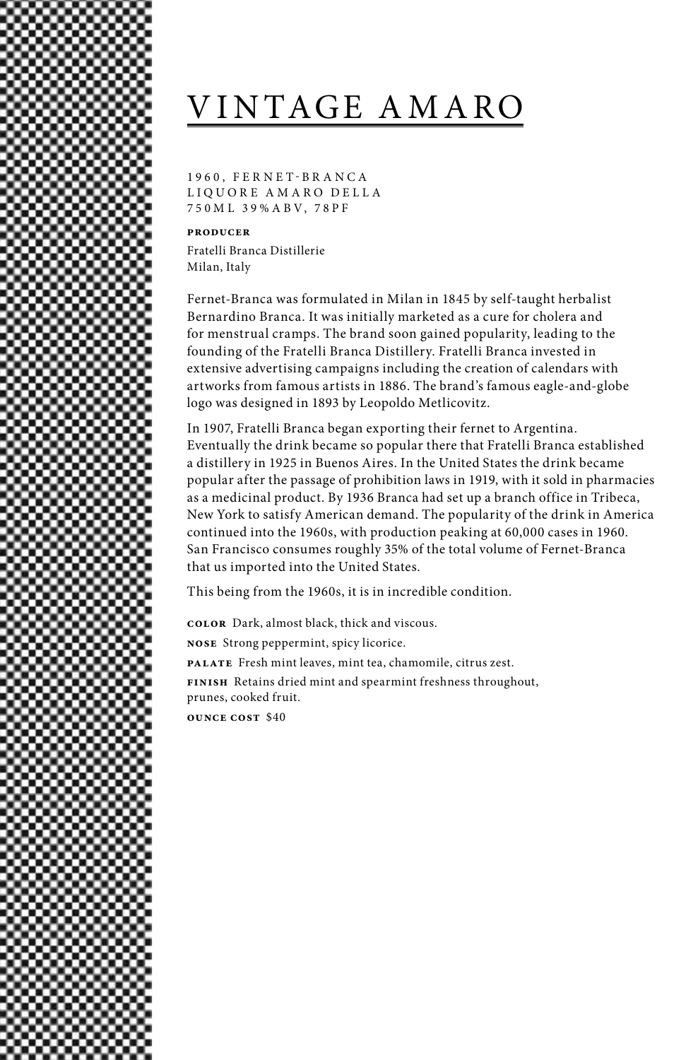# VINTAGE AMARO

1960, FERNET-BRANCA
LIQUORE AMARO DELLA
750ML 39%ABV, 78PF

**PRODUCER**

Fratelli Branca Distillerie
Milan, Italy

Fernet-Branca was formulated in Milan in 1845 by self-taught herbalist Bernardino Branca. It was initially marketed as a cure for cholera and for menstrual cramps. The brand soon gained popularity, leading to the founding of the Fratelli Branca Distillery. Fratelli Branca invested in extensive advertising campaigns including the creation of calendars with artworks from famous artists in 1886. The brand's famous eagle-and-globe logo was designed in 1893 by Leopoldo Metlicovitz.

In 1907, Fratelli Branca began exporting their fernet to Argentina. Eventually the drink became so popular there that Fratelli Branca established a distillery in 1925 in Buenos Aires. In the United States the drink became popular after the passage of prohibition laws in 1919, with it sold in pharmacies as a medicinal product. By 1936 Branca had set up a branch office in Tribeca, New York to satisfy American demand. The popularity of the drink in America continued into the 1960s, with production peaking at 60,000 cases in 1960. San Francisco consumes roughly 35% of the total volume of Fernet-Branca that us imported into the United States.

This being from the 1960s, it is in incredible condition.

**COLOR** Dark, almost black, thick and viscous.

**NOSE** Strong peppermint, spicy licorice.

**PALATE** Fresh mint leaves, mint tea, chamomile, citrus zest.

**FINISH** Retains dried mint and spearmint freshness throughout, prunes, cooked fruit.

**OUNCE COST** $40